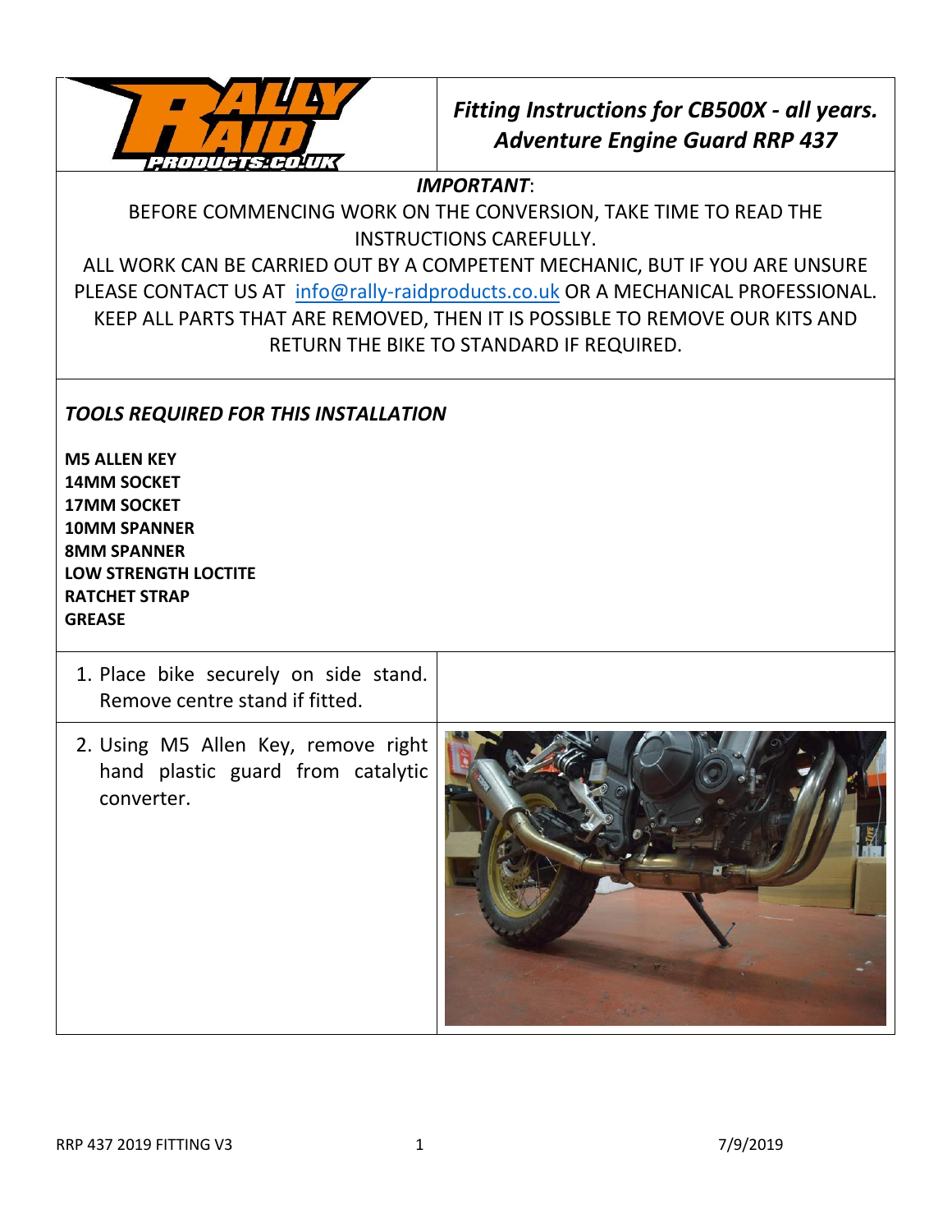# Fitting Instructions for CB500X - all years. Adventure Engine Guard RRP 437

*IMPORTANT*:

BEFORE COMMENCING WORK ON THE CONVERSION, TAKE TIME TO READ THE INSTRUCTIONS CAREFULLY.

ALL WORK CAN BE CARRIED OUT BY A COMPETENT MECHANIC, BUT IF YOU ARE UNSURE PLEASE CONTACT US AT info@rally-raidproducts.co.uk OR A MECHANICAL PROFESSIONAL.

KEEP ALL PARTS THAT ARE REMOVED, THEN IT IS POSSIBLE TO REMOVE OUR KITS AND RETURN THE BIKE TO STANDARD IF REQUIRED.

## *TOOLS REQUIRED FOR THIS INSTALLATION*

**M5 ALLEN KEY**
**14MM SOCKET**
**17MM SOCKET**
**10MM SPANNER**
**8MM SPANNER**
**LOW STRENGTH LOCTITE**
**RATCHET STRAP**
**GREASE**

1. Place bike securely on side stand. Remove centre stand if fitted.
2. Using M5 Allen Key, remove right hand plastic guard from catalytic converter.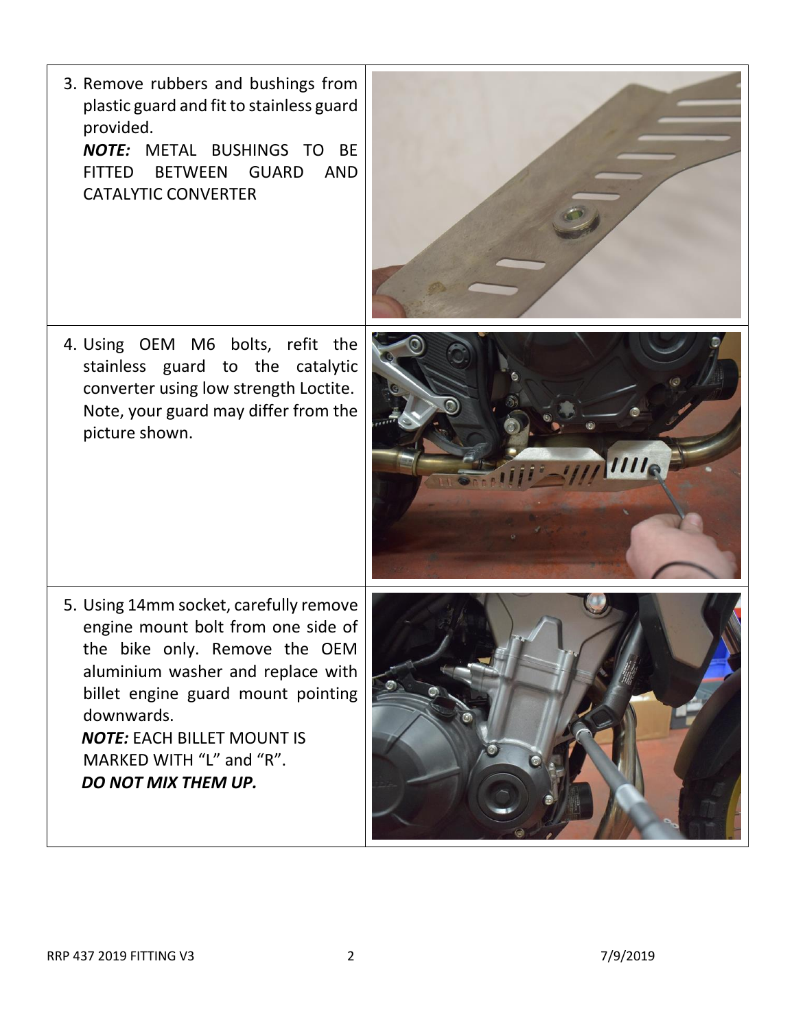3. Remove rubbers and bushings from plastic guard and fit to stainless guard provided.
   ***NOTE:*** METAL BUSHINGS TO BE FITTED BETWEEN GUARD AND CATALYTIC CONVERTER

4. Using OEM M6 bolts, refit the stainless guard to the catalytic converter using low strength Loctite. Note, your guard may differ from the picture shown.

5. Using 14mm socket, carefully remove engine mount bolt from one side of the bike only. Remove the OEM aluminium washer and replace with billet engine guard mount pointing downwards.
   ***NOTE:*** EACH BILLET MOUNT IS MARKED WITH “L” and “R”.
   ***DO NOT MIX THEM UP.***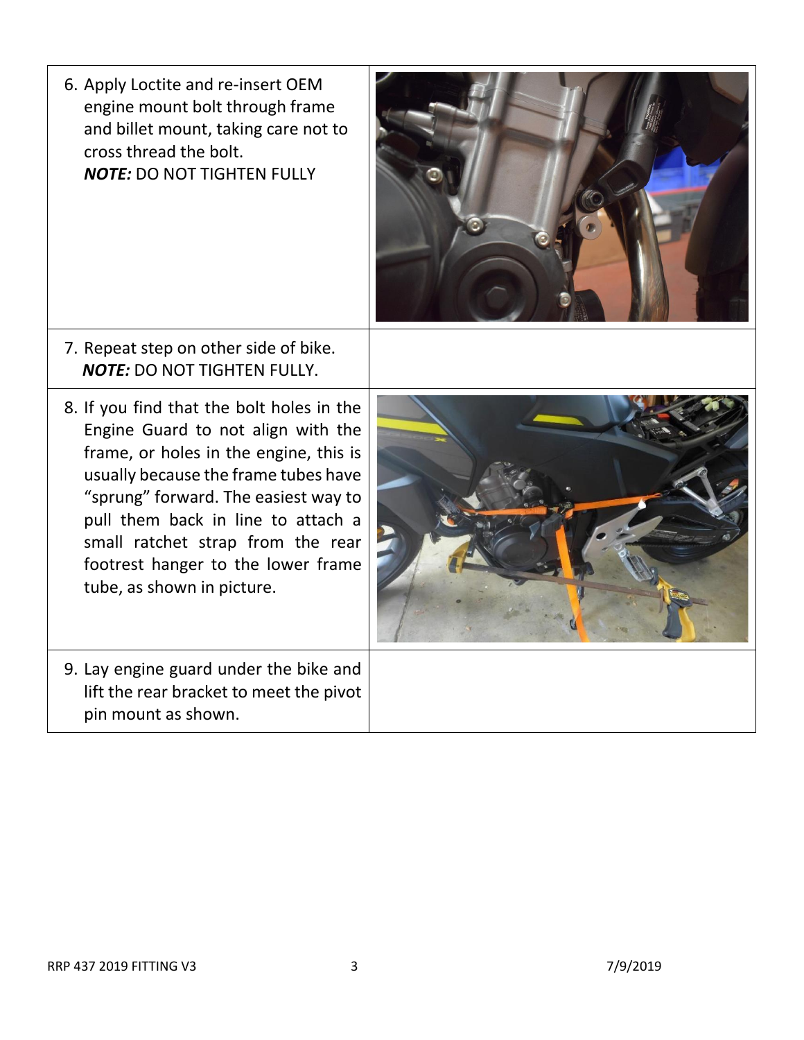| | |
|---|---|
| 6. Apply Loctite and re-insert OEM engine mount bolt through frame and billet mount, taking care not to cross thread the bolt.<br>***NOTE:*** DO NOT TIGHTEN FULLY | |
| 7. Repeat step on other side of bike.<br>***NOTE:*** DO NOT TIGHTEN FULLY. | |
| 8. If you find that the bolt holes in the Engine Guard to not align with the frame, or holes in the engine, this is usually because the frame tubes have "sprung" forward. The easiest way to pull them back in line to attach a small ratchet strap from the rear footrest hanger to the lower frame tube, as shown in picture. | |
| 9. Lay engine guard under the bike and lift the rear bracket to meet the pivot pin mount as shown. | |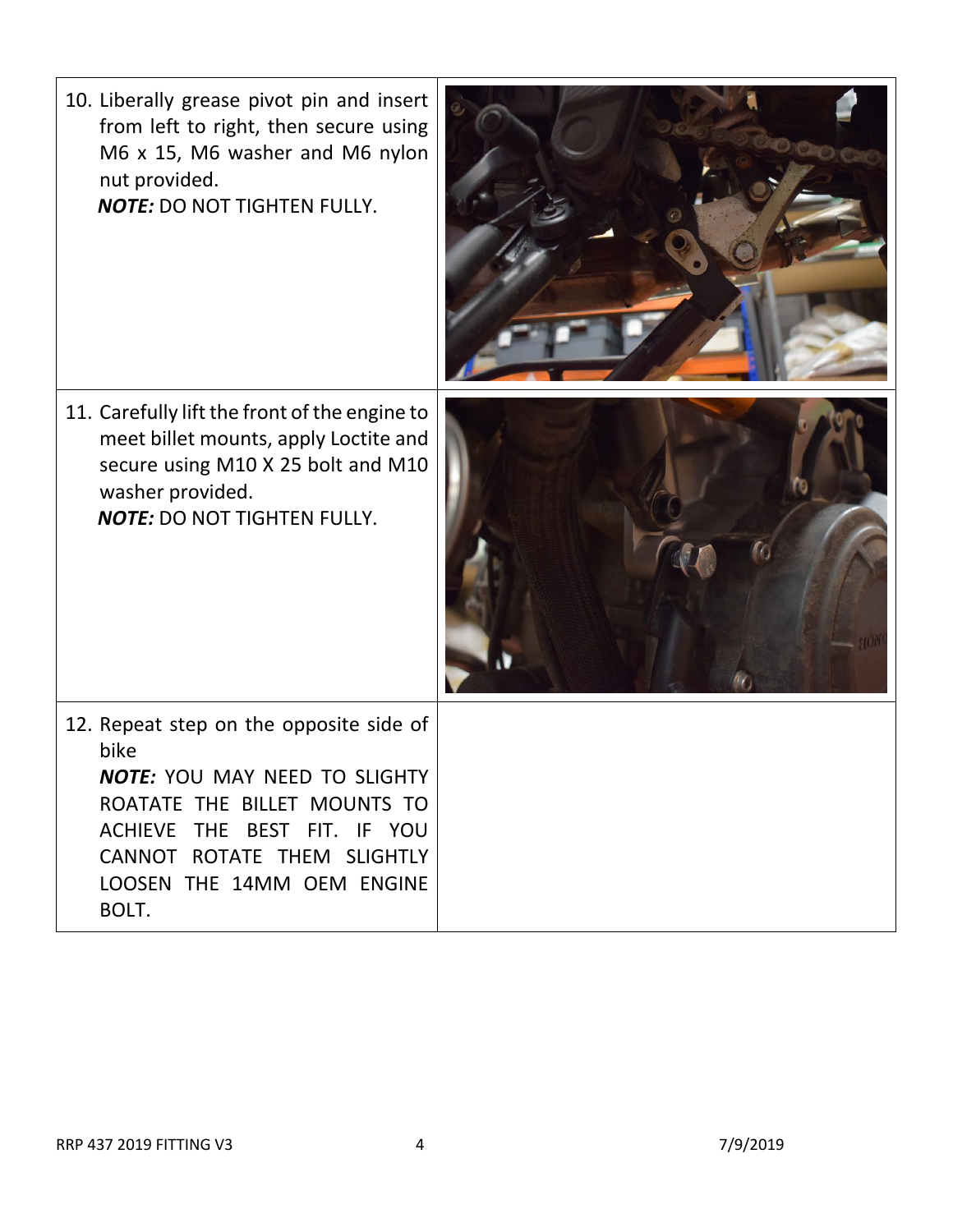| Step | Image |
| --- | --- |
| 10. Liberally grease pivot pin and insert from left to right, then secure using M6 x 15, M6 washer and M6 nylon nut provided. ***NOTE:*** DO NOT TIGHTEN FULLY. | |
| 11. Carefully lift the front of the engine to meet billet mounts, apply Loctite and secure using M10 X 25 bolt and M10 washer provided. ***NOTE:*** DO NOT TIGHTEN FULLY. | |
| 12. Repeat step on the opposite side of bike ***NOTE:*** YOU MAY NEED TO SLIGHTY ROATATE THE BILLET MOUNTS TO ACHIEVE THE BEST FIT. IF YOU CANNOT ROTATE THEM SLIGHTLY LOOSEN THE 14MM OEM ENGINE BOLT. | |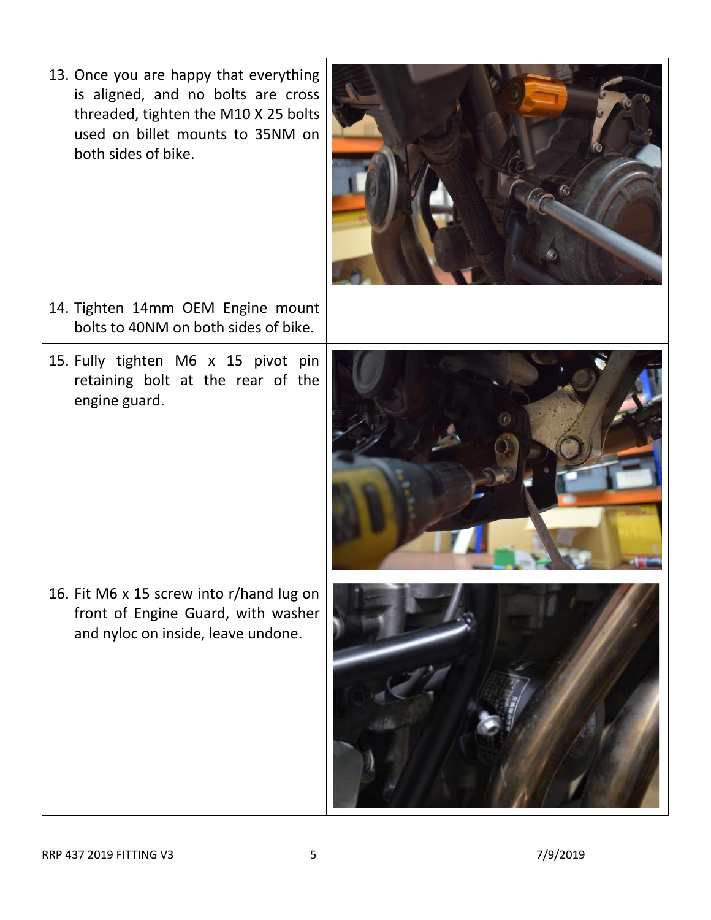13. Once you are happy that everything is aligned, and no bolts are cross threaded, tighten the M10 X 25 bolts used on billet mounts to 35NM on both sides of bike.

14. Tighten 14mm OEM Engine mount bolts to 40NM on both sides of bike.

15. Fully tighten M6 x 15 pivot pin retaining bolt at the rear of the engine guard.

16. Fit M6 x 15 screw into r/hand lug on front of Engine Guard, with washer and nyloc on inside, leave undone.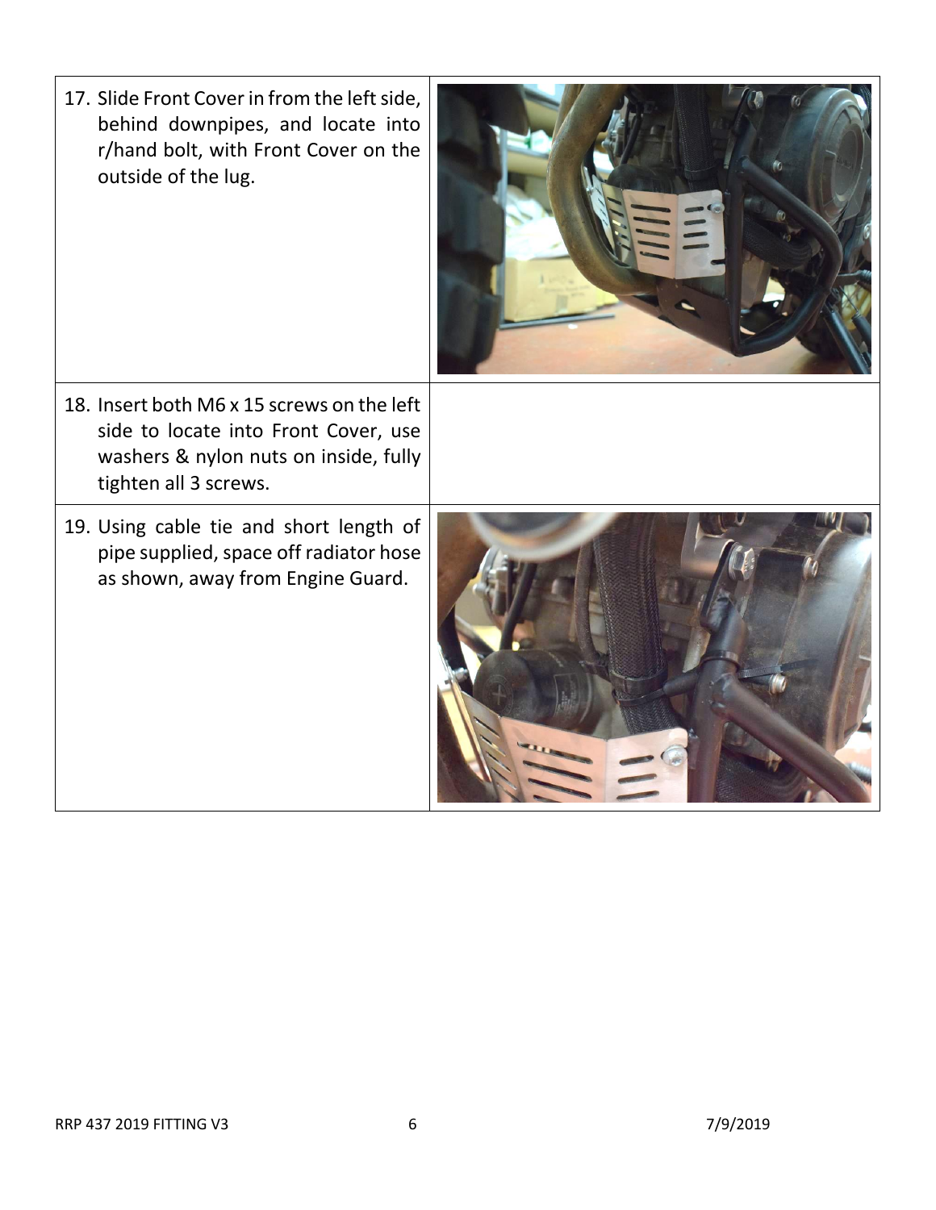| | |
|---|---|
| 17. Slide Front Cover in from the left side, behind downpipes, and locate into r/hand bolt, with Front Cover on the outside of the lug. | |
| 18. Insert both M6 x 15 screws on the left side to locate into Front Cover, use washers & nylon nuts on inside, fully tighten all 3 screws. | |
| 19. Using cable tie and short length of pipe supplied, space off radiator hose as shown, away from Engine Guard. | |